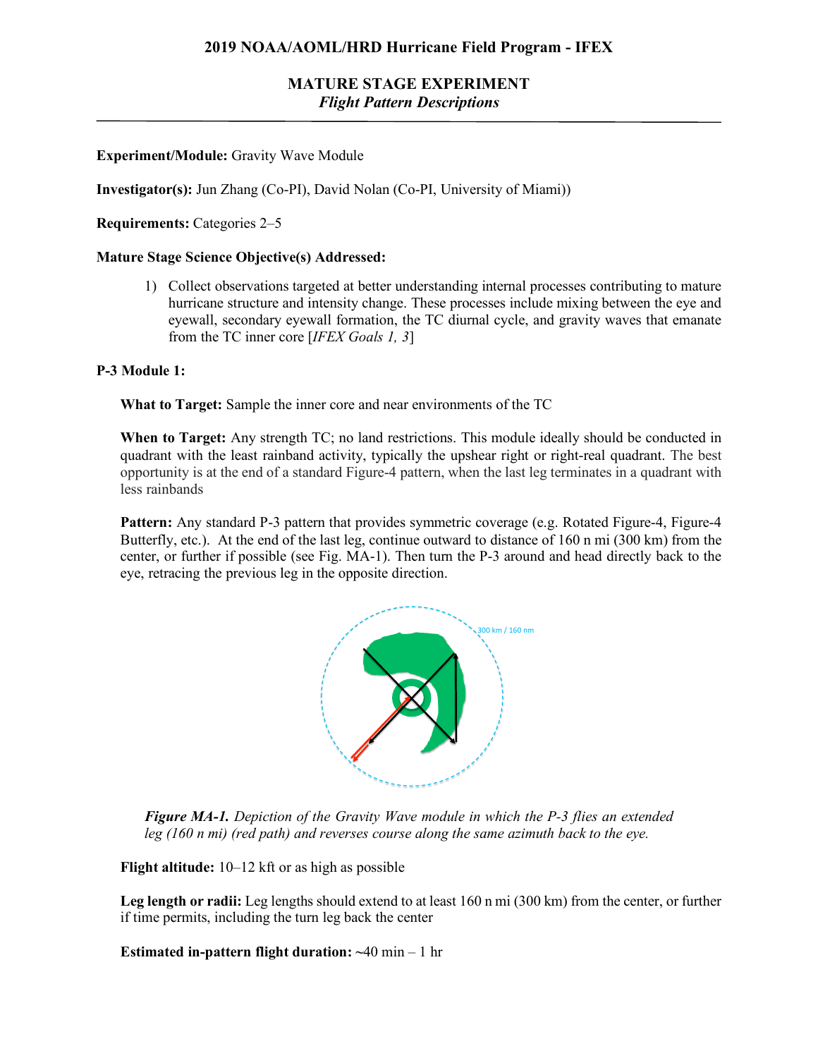## 2019 NOAA/AOML/HRD Hurricane Field Program - IFEX

### MATURE STAGE EXPERIMENT
*Flight Pattern Descriptions*

---

**Experiment/Module:** Gravity Wave Module

**Investigator(s):** Jun Zhang (Co-PI), David Nolan (Co-PI, University of Miami))

**Requirements:** Categories 2–5

**Mature Stage Science Objective(s) Addressed:**

1) Collect observations targeted at better understanding internal processes contributing to mature hurricane structure and intensity change. These processes include mixing between the eye and eyewall, secondary eyewall formation, the TC diurnal cycle, and gravity waves that emanate from the TC inner core [*IFEX Goals 1, 3*]

**P-3 Module 1:**

**What to Target:** Sample the inner core and near environments of the TC

**When to Target:** Any strength TC; no land restrictions. This module ideally should be conducted in quadrant with the least rainband activity, typically the upshear right or right-real quadrant. The best opportunity is at the end of a standard Figure-4 pattern, when the last leg terminates in a quadrant with less rainbands

**Pattern:** Any standard P-3 pattern that provides symmetric coverage (e.g. Rotated Figure-4, Figure-4 Butterfly, etc.). At the end of the last leg, continue outward to distance of 160 n mi (300 km) from the center, or further if possible (see Fig. MA-1). Then turn the P-3 around and head directly back to the eye, retracing the previous leg in the opposite direction.

300 km / 160 nm

***Figure MA-1.*** *Depiction of the Gravity Wave module in which the P-3 flies an extended leg (160 n mi) (red path) and reverses course along the same azimuth back to the eye.*

**Flight altitude:** 10–12 kft or as high as possible

**Leg length or radii:** Leg lengths should extend to at least 160 n mi (300 km) from the center, or further if time permits, including the turn leg back the center

**Estimated in-pattern flight duration:** ~40 min – 1 hr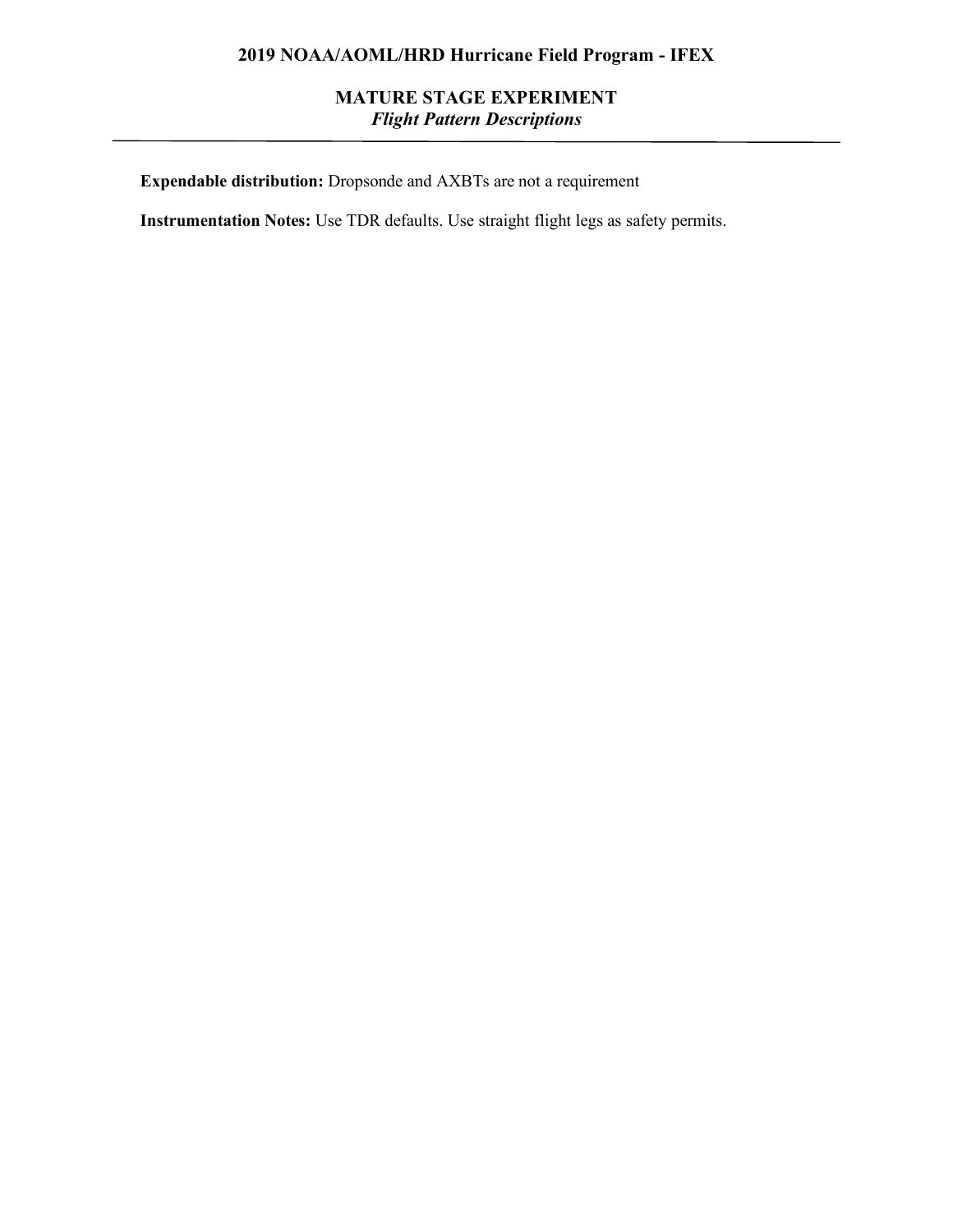**Expendable distribution:** Dropsonde and AXBTs are not a requirement

**Instrumentation Notes:** Use TDR defaults. Use straight flight legs as safety permits.